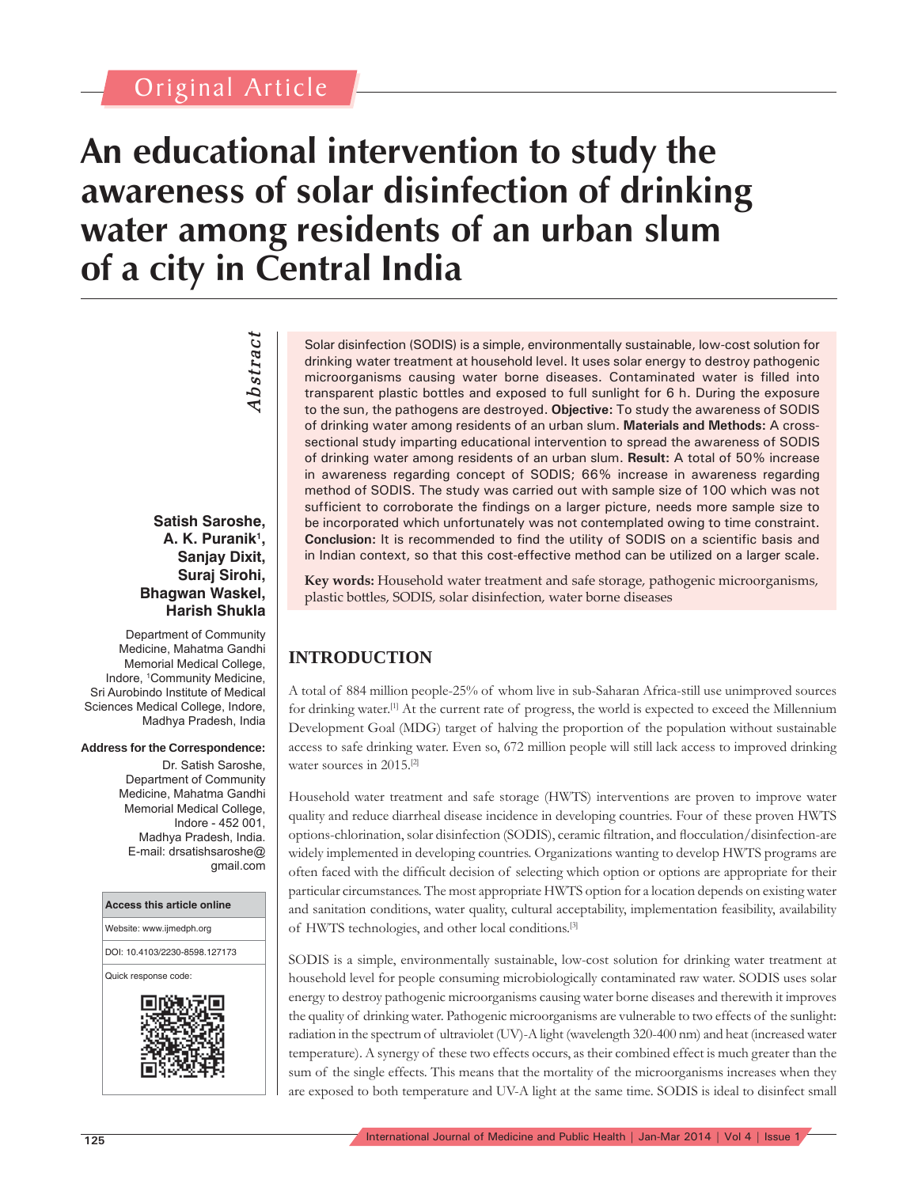Original Article

# An educational intervention to study the awareness of solar disinfection of drinking water among residents of an urban slum of a city in Central India

**Satish Saroshe, A. K. Puranik[1], Sanjay Dixit, Suraj Sirohi, Bhagwan Waskel, Harish Shukla**

Department of Community Medicine, Mahatma Gandhi Memorial Medical College, Indore, [1]Community Medicine, Sri Aurobindo Institute of Medical Sciences Medical College, Indore, Madhya Pradesh, India

**Address for the Correspondence:**
Dr. Satish Saroshe, Department of Community Medicine, Mahatma Gandhi Memorial Medical College, Indore - 452 001, Madhya Pradesh, India. E-mail: drsatishsaroshe@gmail.com

**Access this article online**
Website: www.ijmedph.org
DOI: 10.4103/2230-8598.127173
Quick response code:

## *Abstract*

Solar disinfection (SODIS) is a simple, environmentally sustainable, low-cost solution for drinking water treatment at household level. It uses solar energy to destroy pathogenic microorganisms causing water borne diseases. Contaminated water is filled into transparent plastic bottles and exposed to full sunlight for 6 h. During the exposure to the sun, the pathogens are destroyed. **Objective:** To study the awareness of SODIS of drinking water among residents of an urban slum. **Materials and Methods:** A cross-sectional study imparting educational intervention to spread the awareness of SODIS of drinking water among residents of an urban slum. **Result:** A total of 50% increase in awareness regarding concept of SODIS; 66% increase in awareness regarding method of SODIS. The study was carried out with sample size of 100 which was not sufficient to corroborate the findings on a larger picture, needs more sample size to be incorporated which unfortunately was not contemplated owing to time constraint. **Conclusion:** It is recommended to find the utility of SODIS on a scientific basis and in Indian context, so that this cost-effective method can be utilized on a larger scale.

**Key words:** Household water treatment and safe storage, pathogenic microorganisms, plastic bottles, SODIS, solar disinfection, water borne diseases

## INTRODUCTION

A total of 884 million people-25% of whom live in sub-Saharan Africa-still use unimproved sources for drinking water.[1] At the current rate of progress, the world is expected to exceed the Millennium Development Goal (MDG) target of halving the proportion of the population without sustainable access to safe drinking water. Even so, 672 million people will still lack access to improved drinking water sources in 2015.[2]

Household water treatment and safe storage (HWTS) interventions are proven to improve water quality and reduce diarrheal disease incidence in developing countries. Four of these proven HWTS options-chlorination, solar disinfection (SODIS), ceramic filtration, and flocculation/disinfection-are widely implemented in developing countries. Organizations wanting to develop HWTS programs are often faced with the difficult decision of selecting which option or options are appropriate for their particular circumstances. The most appropriate HWTS option for a location depends on existing water and sanitation conditions, water quality, cultural acceptability, implementation feasibility, availability of HWTS technologies, and other local conditions.[3]

SODIS is a simple, environmentally sustainable, low-cost solution for drinking water treatment at household level for people consuming microbiologically contaminated raw water. SODIS uses solar energy to destroy pathogenic microorganisms causing water borne diseases and therewith it improves the quality of drinking water. Pathogenic microorganisms are vulnerable to two effects of the sunlight: radiation in the spectrum of ultraviolet (UV)-A light (wavelength 320-400 nm) and heat (increased water temperature). A synergy of these two effects occurs, as their combined effect is much greater than the sum of the single effects. This means that the mortality of the microorganisms increases when they are exposed to both temperature and UV-A light at the same time. SODIS is ideal to disinfect small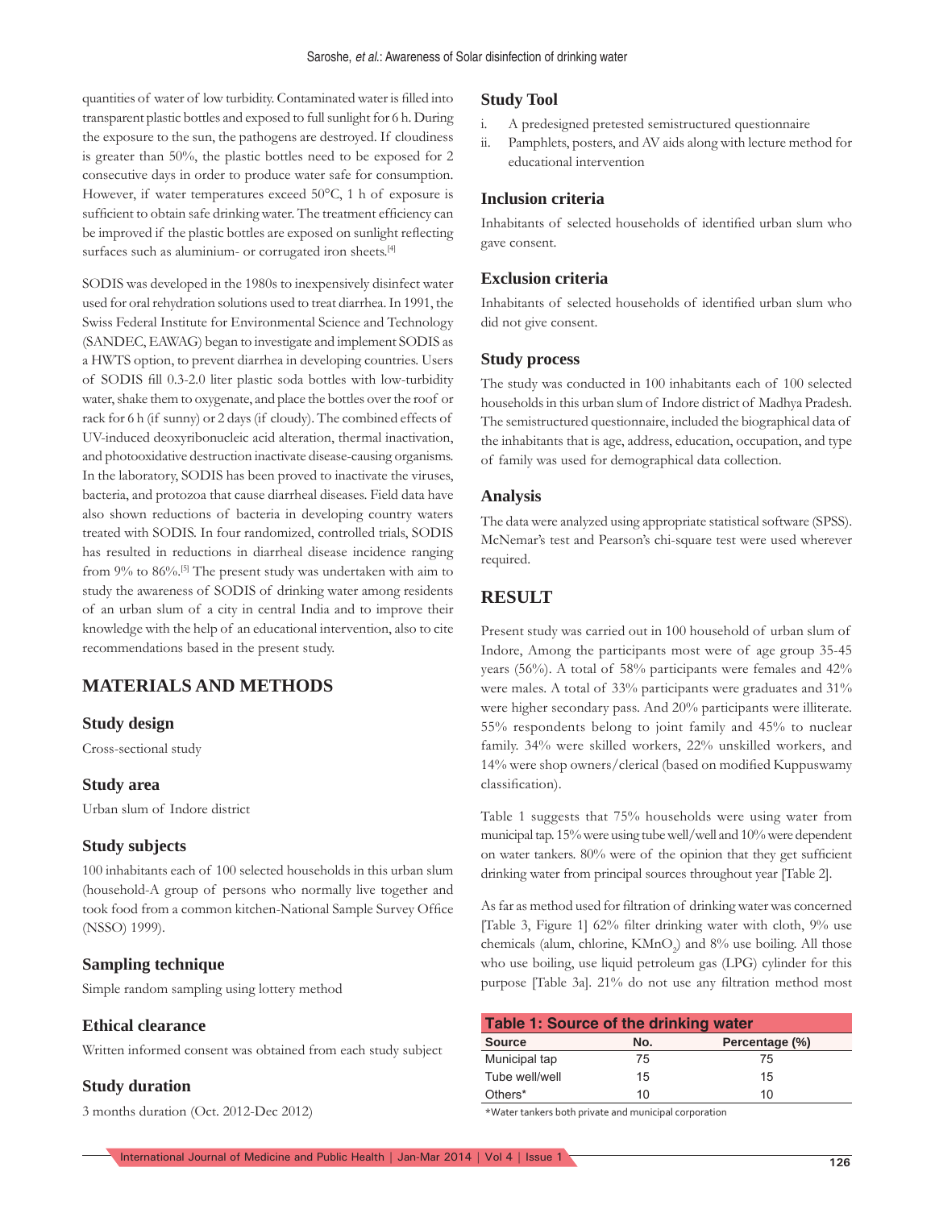quantities of water of low turbidity. Contaminated water is filled into transparent plastic bottles and exposed to full sunlight for 6 h. During the exposure to the sun, the pathogens are destroyed. If cloudiness is greater than 50%, the plastic bottles need to be exposed for 2 consecutive days in order to produce water safe for consumption. However, if water temperatures exceed 50°C, 1 h of exposure is sufficient to obtain safe drinking water. The treatment efficiency can be improved if the plastic bottles are exposed on sunlight reflecting surfaces such as aluminium- or corrugated iron sheets.[4]

SODIS was developed in the 1980s to inexpensively disinfect water used for oral rehydration solutions used to treat diarrhea. In 1991, the Swiss Federal Institute for Environmental Science and Technology (SANDEC, EAWAG) began to investigate and implement SODIS as a HWTS option, to prevent diarrhea in developing countries. Users of SODIS fill 0.3-2.0 liter plastic soda bottles with low-turbidity water, shake them to oxygenate, and place the bottles over the roof or rack for 6 h (if sunny) or 2 days (if cloudy). The combined effects of UV-induced deoxyribonucleic acid alteration, thermal inactivation, and photooxidative destruction inactivate disease-causing organisms. In the laboratory, SODIS has been proved to inactivate the viruses, bacteria, and protozoa that cause diarrheal diseases. Field data have also shown reductions of bacteria in developing country waters treated with SODIS. In four randomized, controlled trials, SODIS has resulted in reductions in diarrheal disease incidence ranging from 9% to 86%.[5] The present study was undertaken with aim to study the awareness of SODIS of drinking water among residents of an urban slum of a city in central India and to improve their knowledge with the help of an educational intervention, also to cite recommendations based in the present study.

## MATERIALS AND METHODS

### Study design

Cross-sectional study

### Study area

Urban slum of Indore district

### Study subjects

100 inhabitants each of 100 selected households in this urban slum (household-A group of persons who normally live together and took food from a common kitchen-National Sample Survey Office (NSSO) 1999).

### Sampling technique

Simple random sampling using lottery method

### Ethical clearance

Written informed consent was obtained from each study subject

### Study duration

3 months duration (Oct. 2012-Dec 2012)

### Study Tool

i. A predesigned pretested semistructured questionnaire
ii. Pamphlets, posters, and AV aids along with lecture method for educational intervention

### Inclusion criteria

Inhabitants of selected households of identified urban slum who gave consent.

### Exclusion criteria

Inhabitants of selected households of identified urban slum who did not give consent.

### Study process

The study was conducted in 100 inhabitants each of 100 selected households in this urban slum of Indore district of Madhya Pradesh. The semistructured questionnaire, included the biographical data of the inhabitants that is age, address, education, occupation, and type of family was used for demographical data collection.

### Analysis

The data were analyzed using appropriate statistical software (SPSS). McNemar's test and Pearson's chi-square test were used wherever required.

## RESULT

Present study was carried out in 100 household of urban slum of Indore, Among the participants most were of age group 35-45 years (56%). A total of 58% participants were females and 42% were males. A total of 33% participants were graduates and 31% were higher secondary pass. And 20% participants were illiterate. 55% respondents belong to joint family and 45% to nuclear family. 34% were skilled workers, 22% unskilled workers, and 14% were shop owners/clerical (based on modified Kuppuswamy classification).

Table 1 suggests that 75% households were using water from municipal tap. 15% were using tube well/well and 10% were dependent on water tankers. 80% were of the opinion that they get sufficient drinking water from principal sources throughout year [Table 2].

As far as method used for filtration of drinking water was concerned [Table 3, Figure 1] 62% filter drinking water with cloth, 9% use chemicals (alum, chlorine, $KMnO_2$) and 8% use boiling. All those who use boiling, use liquid petroleum gas (LPG) cylinder for this purpose [Table 3a]. 21% do not use any filtration method most

**Table 1: Source of the drinking water**

| Source | No. | Percentage (%) |
|---|---|---|
| Municipal tap | 75 | 75 |
| Tube well/well | 15 | 15 |
| Others* | 10 | 10 |

*Water tankers both private and municipal corporation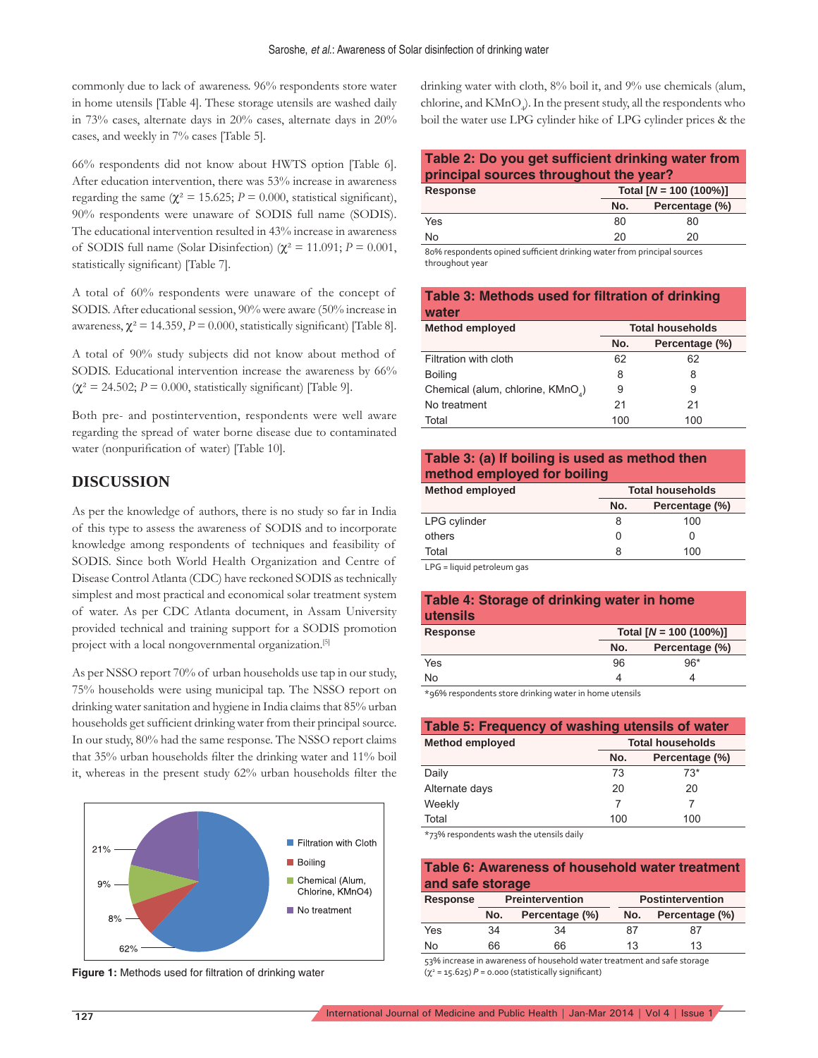commonly due to lack of awareness. 96% respondents store water in home utensils [Table 4]. These storage utensils are washed daily in 73% cases, alternate days in 20% cases, alternate days in 20% cases, and weekly in 7% cases [Table 5].

66% respondents did not know about HWTS option [Table 6]. After education intervention, there was 53% increase in awareness regarding the same ($\chi^2 = 15.625$; $P = 0.000$, statistical significant), 90% respondents were unaware of SODIS full name (SODIS). The educational intervention resulted in 43% increase in awareness of SODIS full name (Solar Disinfection) ($\chi^2 = 11.091$; $P = 0.001$, statistically significant) [Table 7].

A total of 60% respondents were unaware of the concept of SODIS. After educational session, 90% were aware (50% increase in awareness, $\chi^2 = 14.359$, $P = 0.000$, statistically significant) [Table 8].

A total of 90% study subjects did not know about method of SODIS. Educational intervention increase the awareness by 66% ($\chi^2 = 24.502$; $P = 0.000$, statistically significant) [Table 9].

Both pre- and postintervention, respondents were well aware regarding the spread of water borne disease due to contaminated water (nonpurification of water) [Table 10].

## DISCUSSION

As per the knowledge of authors, there is no study so far in India of this type to assess the awareness of SODIS and to incorporate knowledge among respondents of techniques and feasibility of SODIS. Since both World Health Organization and Centre of Disease Control Atlanta (CDC) have reckoned SODIS as technically simplest and most practical and economical solar treatment system of water. As per CDC Atlanta document, in Assam University provided technical and training support for a SODIS promotion project with a local nongovernmental organization.[5]

As per NSSO report 70% of urban households use tap in our study, 75% households were using municipal tap. The NSSO report on drinking water sanitation and hygiene in India claims that 85% urban households get sufficient drinking water from their principal source. In our study, 80% had the same response. The NSSO report claims that 35% urban households filter the drinking water and 11% boil it, whereas in the present study 62% urban households filter the drinking water with cloth, 8% boil it, and 9% use chemicals (alum, chlorine, and $KMnO_4$). In the present study, all the respondents who boil the water use LPG cylinder hike of LPG cylinder prices & the

| Method | Percentage |
|---|---|
| Filtration with Cloth | 62% |
| Boiling | 8% |
| Chemical (Alum, Chlorine, KMnO4) | 9% |
| No treatment | 21% |

**Figure 1:** Methods used for filtration of drinking water

**Table 2: Do you get sufficient drinking water from principal sources throughout the year?**

| Response | Total [N = 100 (100%)] | |
|---|---|---|
| | No. | Percentage (%) |
| Yes | 80 | 80 |
| No | 20 | 20 |

80% respondents opined sufficient drinking water from principal sources throughout year

**Table 3: Methods used for filtration of drinking water**

| Method employed | Total households | |
|---|---|---|
| | No. | Percentage (%) |
| Filtration with cloth | 62 | 62 |
| Boiling | 8 | 8 |
| Chemical (alum, chlorine, $KMnO_4$) | 9 | 9 |
| No treatment | 21 | 21 |
| Total | 100 | 100 |

**Table 3: (a) If boiling is used as method then method employed for boiling**

| Method employed | Total households | |
|---|---|---|
| | No. | Percentage (%) |
| LPG cylinder | 8 | 100 |
| others | 0 | 0 |
| Total | 8 | 100 |

LPG = liquid petroleum gas

**Table 4: Storage of drinking water in home utensils**

| Response | Total [N = 100 (100%)] | |
|---|---|---|
| | No. | Percentage (%) |
| Yes | 96 | 96* |
| No | 4 | 4 |

*96% respondents store drinking water in home utensils

**Table 5: Frequency of washing utensils of water**

| Method employed | Total households | |
|---|---|---|
| | No. | Percentage (%) |
| Daily | 73 | 73* |
| Alternate days | 20 | 20 |
| Weekly | 7 | 7 |
| Total | 100 | 100 |

*73% respondents wash the utensils daily

**Table 6: Awareness of household water treatment and safe storage**

| Response | Preintervention | | Postintervention | |
|---|---|---|---|---|
| | No. | Percentage (%) | No. | Percentage (%) |
| Yes | 34 | 34 | 87 | 87 |
| No | 66 | 66 | 13 | 13 |

53% increase in awareness of household water treatment and safe storage ($\chi^2 = 15.625$) $P = 0.000$ (statistically significant)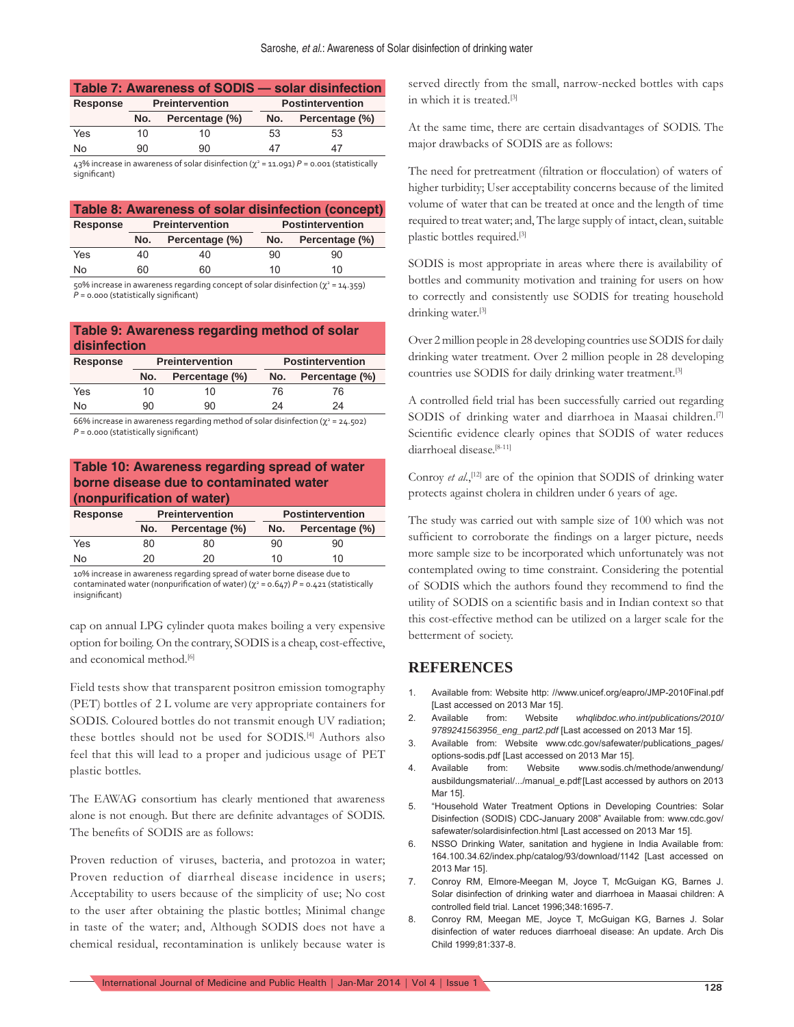**Table 7: Awareness of SODIS — solar disinfection**

| Response | Preintervention | | Postintervention | |
|---|---|---|---|---|
| | No. | Percentage (%) | No. | Percentage (%) |
| Yes | 10 | 10 | 53 | 53 |
| No | 90 | 90 | 47 | 47 |

43% increase in awareness of solar disinfection ($\chi^2$ = 11.091) $P$ = 0.001 (statistically significant)

**Table 8: Awareness of solar disinfection (concept)**

| Response | Preintervention | | Postintervention | |
|---|---|---|---|---|
| | No. | Percentage (%) | No. | Percentage (%) |
| Yes | 40 | 40 | 90 | 90 |
| No | 60 | 60 | 10 | 10 |

50% increase in awareness regarding concept of solar disinfection ($\chi^2$ = 14.359) $P$ = 0.000 (statistically significant)

**Table 9: Awareness regarding method of solar disinfection**

| Response | Preintervention | | Postintervention | |
|---|---|---|---|---|
| | No. | Percentage (%) | No. | Percentage (%) |
| Yes | 10 | 10 | 76 | 76 |
| No | 90 | 90 | 24 | 24 |

66% increase in awareness regarding method of solar disinfection ($\chi^2$ = 24.502) $P$ = 0.000 (statistically significant)

**Table 10: Awareness regarding spread of water borne disease due to contaminated water (nonpurification of water)**

| Response | Preintervention | | Postintervention | |
|---|---|---|---|---|
| | No. | Percentage (%) | No. | Percentage (%) |
| Yes | 80 | 80 | 90 | 90 |
| No | 20 | 20 | 10 | 10 |

10% increase in awareness regarding spread of water borne disease due to contaminated water (nonpurification of water) ($\chi^2$ = 0.647) $P$ = 0.421 (statistically insignificant)

cap on annual LPG cylinder quota makes boiling a very expensive option for boiling. On the contrary, SODIS is a cheap, cost-effective, and economical method.[6]

Field tests show that transparent positron emission tomography (PET) bottles of 2 L volume are very appropriate containers for SODIS. Coloured bottles do not transmit enough UV radiation; these bottles should not be used for SODIS.[4] Authors also feel that this will lead to a proper and judicious usage of PET plastic bottles.

The EAWAG consortium has clearly mentioned that awareness alone is not enough. But there are definite advantages of SODIS. The benefits of SODIS are as follows:

Proven reduction of viruses, bacteria, and protozoa in water; Proven reduction of diarrheal disease incidence in users; Acceptability to users because of the simplicity of use; No cost to the user after obtaining the plastic bottles; Minimal change in taste of the water; and, Although SODIS does not have a chemical residual, recontamination is unlikely because water is served directly from the small, narrow-necked bottles with caps in which it is treated.[3]

At the same time, there are certain disadvantages of SODIS. The major drawbacks of SODIS are as follows:

The need for pretreatment (filtration or flocculation) of waters of higher turbidity; User acceptability concerns because of the limited volume of water that can be treated at once and the length of time required to treat water; and, The large supply of intact, clean, suitable plastic bottles required.[3]

SODIS is most appropriate in areas where there is availability of bottles and community motivation and training for users on how to correctly and consistently use SODIS for treating household drinking water.[3]

Over 2 million people in 28 developing countries use SODIS for daily drinking water treatment. Over 2 million people in 28 developing countries use SODIS for daily drinking water treatment.[3]

A controlled field trial has been successfully carried out regarding SODIS of drinking water and diarrhoea in Maasai children.[7] Scientific evidence clearly opines that SODIS of water reduces diarrhoeal disease.[8-11]

Conroy *et al.*,[12] are of the opinion that SODIS of drinking water protects against cholera in children under 6 years of age.

The study was carried out with sample size of 100 which was not sufficient to corroborate the findings on a larger picture, needs more sample size to be incorporated which unfortunately was not contemplated owing to time constraint. Considering the potential of SODIS which the authors found they recommend to find the utility of SODIS on a scientific basis and in Indian context so that this cost-effective method can be utilized on a larger scale for the betterment of society.

## REFERENCES

1. Available from: Website http: //www.unicef.org/eapro/JMP-2010Final.pdf [Last accessed on 2013 Mar 15].
2. Available from: Website *whqlibdoc.who.int/publications/2010/9789241563956_eng_part2.pdf* [Last accessed on 2013 Mar 15].
3. Available from: Website www.cdc.gov/safewater/publications_pages/options-sodis.pdf [Last accessed on 2013 Mar 15].
4. Available from: Website www.sodis.ch/methode/anwendung/ausbildungsmaterial/.../manual_e.pdf [Last accessed by authors on 2013 Mar 15].
5. "Household Water Treatment Options in Developing Countries: Solar Disinfection (SODIS) CDC-January 2008" Available from: www.cdc.gov/safewater/solardisinfection.html [Last accessed on 2013 Mar 15].
6. NSSO Drinking Water, sanitation and hygiene in India Available from: 164.100.34.62/index.php/catalog/93/download/1142 [Last accessed on 2013 Mar 15].
7. Conroy RM, Elmore-Meegan M, Joyce T, McGuigan KG, Barnes J. Solar disinfection of drinking water and diarrhoea in Maasai children: A controlled field trial. Lancet 1996;348:1695-7.
8. Conroy RM, Meegan ME, Joyce T, McGuigan KG, Barnes J. Solar disinfection of water reduces diarrhoeal disease: An update. Arch Dis Child 1999;81:337-8.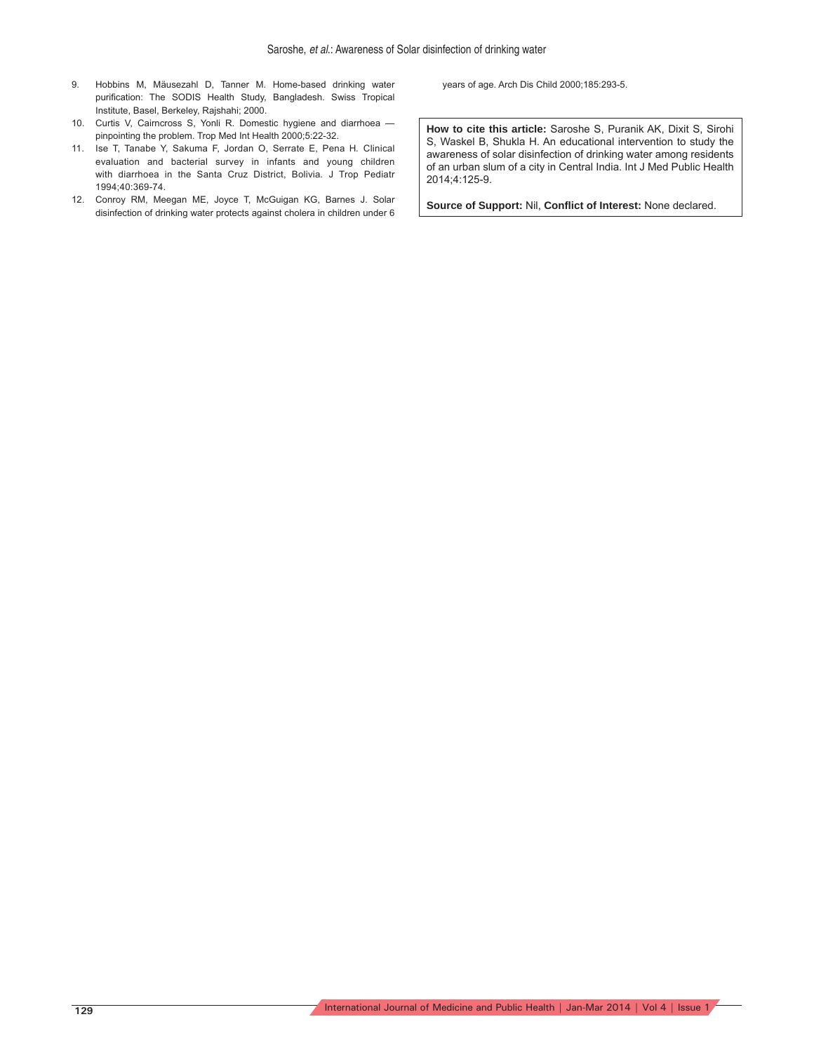9. Hobbins M, Mäusezahl D, Tanner M. Home-based drinking water purification: The SODIS Health Study, Bangladesh. Swiss Tropical Institute, Basel, Berkeley, Rajshahi; 2000.
10. Curtis V, Cairncross S, Yonli R. Domestic hygiene and diarrhoea — pinpointing the problem. Trop Med Int Health 2000;5:22-32.
11. Ise T, Tanabe Y, Sakuma F, Jordan O, Serrate E, Pena H. Clinical evaluation and bacterial survey in infants and young children with diarrhoea in the Santa Cruz District, Bolivia. J Trop Pediatr 1994;40:369-74.
12. Conroy RM, Meegan ME, Joyce T, McGuigan KG, Barnes J. Solar disinfection of drinking water protects against cholera in children under 6 years of age. Arch Dis Child 2000;185:293-5.

**How to cite this article:** Saroshe S, Puranik AK, Dixit S, Sirohi S, Waskel B, Shukla H. An educational intervention to study the awareness of solar disinfection of drinking water among residents of an urban slum of a city in Central India. Int J Med Public Health 2014;4:125-9.

**Source of Support:** Nil, **Conflict of Interest:** None declared.